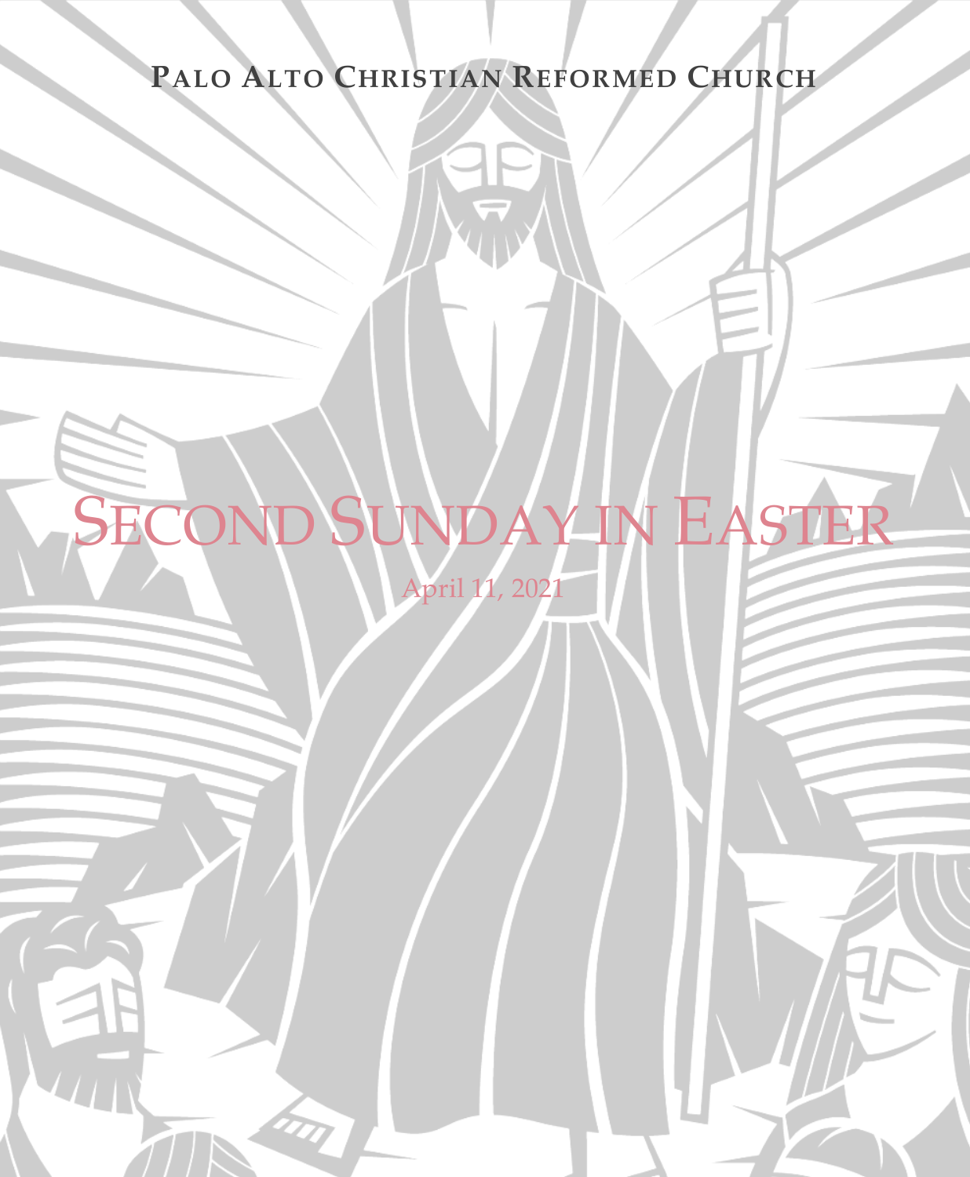**Palo Alto Christian Reformed Church**

# Second Sunday in Easter

April 11, 2021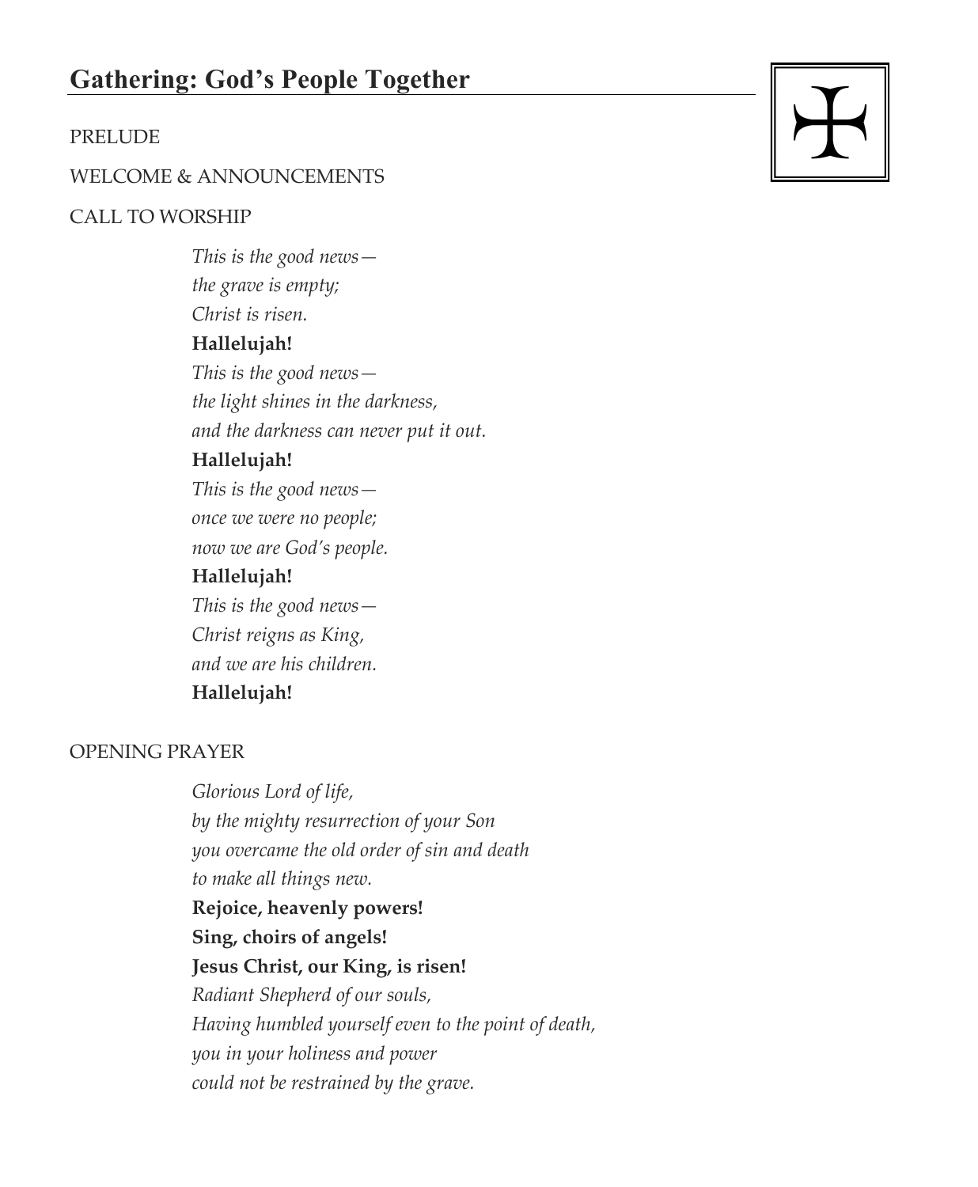## Gathering: God's People Together

PRELUDE

WELCOME & ANNOUNCEMENTS

CALL TO WORSHIP

*This is the good news—*
*the grave is empty;*
*Christ is risen.*
**Hallelujah!**
*This is the good news—*
*the light shines in the darkness,*
*and the darkness can never put it out.*
**Hallelujah!**
*This is the good news—*
*once we were no people;*
*now we are God's people.*
**Hallelujah!**
*This is the good news—*
*Christ reigns as King,*
*and we are his children.*
**Hallelujah!**

OPENING PRAYER

*Glorious Lord of life,*
*by the mighty resurrection of your Son*
*you overcame the old order of sin and death*
*to make all things new.*
**Rejoice, heavenly powers!**
**Sing, choirs of angels!**
**Jesus Christ, our King, is risen!**
*Radiant Shepherd of our souls,*
*Having humbled yourself even to the point of death,*
*you in your holiness and power*
*could not be restrained by the grave.*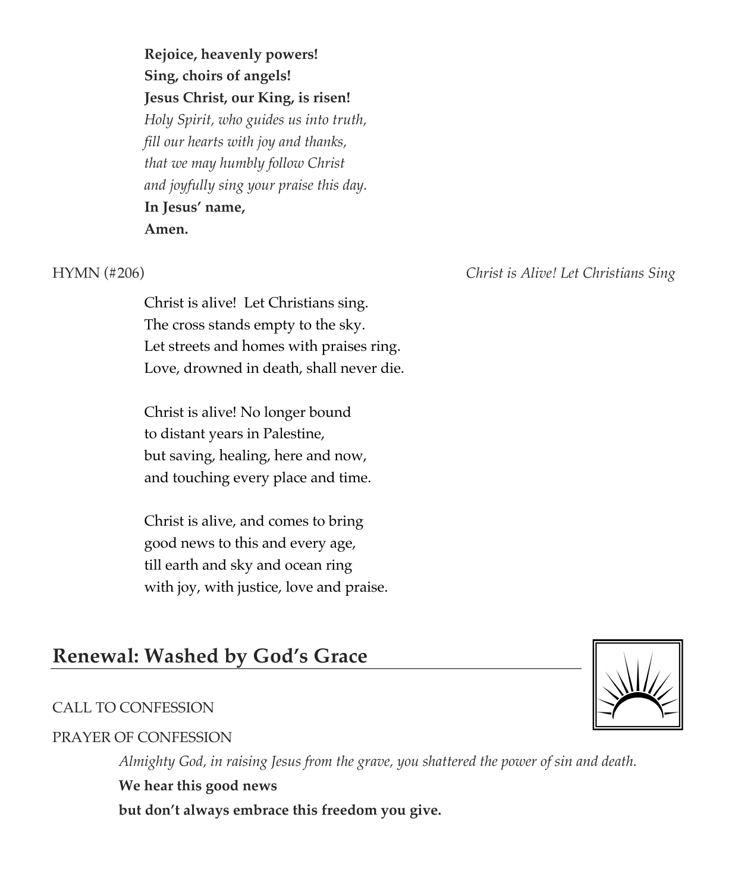**Rejoice, heavenly powers!**
**Sing, choirs of angels!**
**Jesus Christ, our King, is risen!**
*Holy Spirit, who guides us into truth,*
*fill our hearts with joy and thanks,*
*that we may humbly follow Christ*
*and joyfully sing your praise this day.*
**In Jesus' name,**
**Amen.**

HYMN (#206) *Christ is Alive! Let Christians Sing*

Christ is alive! Let Christians sing.
The cross stands empty to the sky.
Let streets and homes with praises ring.
Love, drowned in death, shall never die.

Christ is alive! No longer bound
to distant years in Palestine,
but saving, healing, here and now,
and touching every place and time.

Christ is alive, and comes to bring
good news to this and every age,
till earth and sky and ocean ring
with joy, with justice, love and praise.

## Renewal: Washed by God's Grace

CALL TO CONFESSION

PRAYER OF CONFESSION

*Almighty God, in raising Jesus from the grave, you shattered the power of sin and death.*
**We hear this good news**
**but don't always embrace this freedom you give.**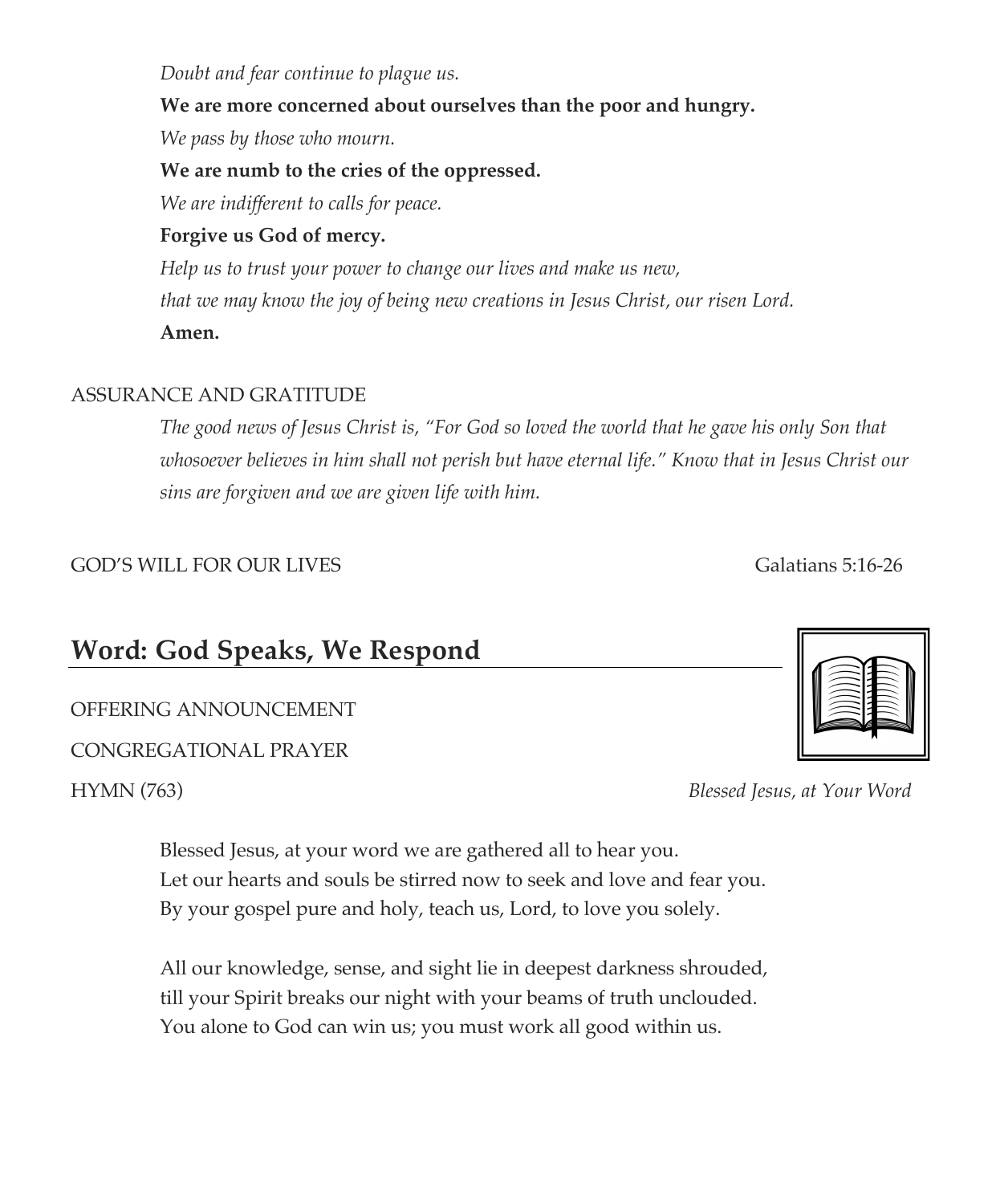*Doubt and fear continue to plague us.*

**We are more concerned about ourselves than the poor and hungry.**

*We pass by those who mourn.*

**We are numb to the cries of the oppressed.**

*We are indifferent to calls for peace.*

**Forgive us God of mercy.**

*Help us to trust your power to change our lives and make us new,*
*that we may know the joy of being new creations in Jesus Christ, our risen Lord.*

**Amen.**

ASSURANCE AND GRATITUDE

*The good news of Jesus Christ is, "For God so loved the world that he gave his only Son that whosoever believes in him shall not perish but have eternal life." Know that in Jesus Christ our sins are forgiven and we are given life with him.*

GOD'S WILL FOR OUR LIVES — Galatians 5:16-26

## Word: God Speaks, We Respond

OFFERING ANNOUNCEMENT

CONGREGATIONAL PRAYER

HYMN (763) — *Blessed Jesus, at Your Word*

Blessed Jesus, at your word we are gathered all to hear you.
Let our hearts and souls be stirred now to seek and love and fear you.
By your gospel pure and holy, teach us, Lord, to love you solely.

All our knowledge, sense, and sight lie in deepest darkness shrouded,
till your Spirit breaks our night with your beams of truth unclouded.
You alone to God can win us; you must work all good within us.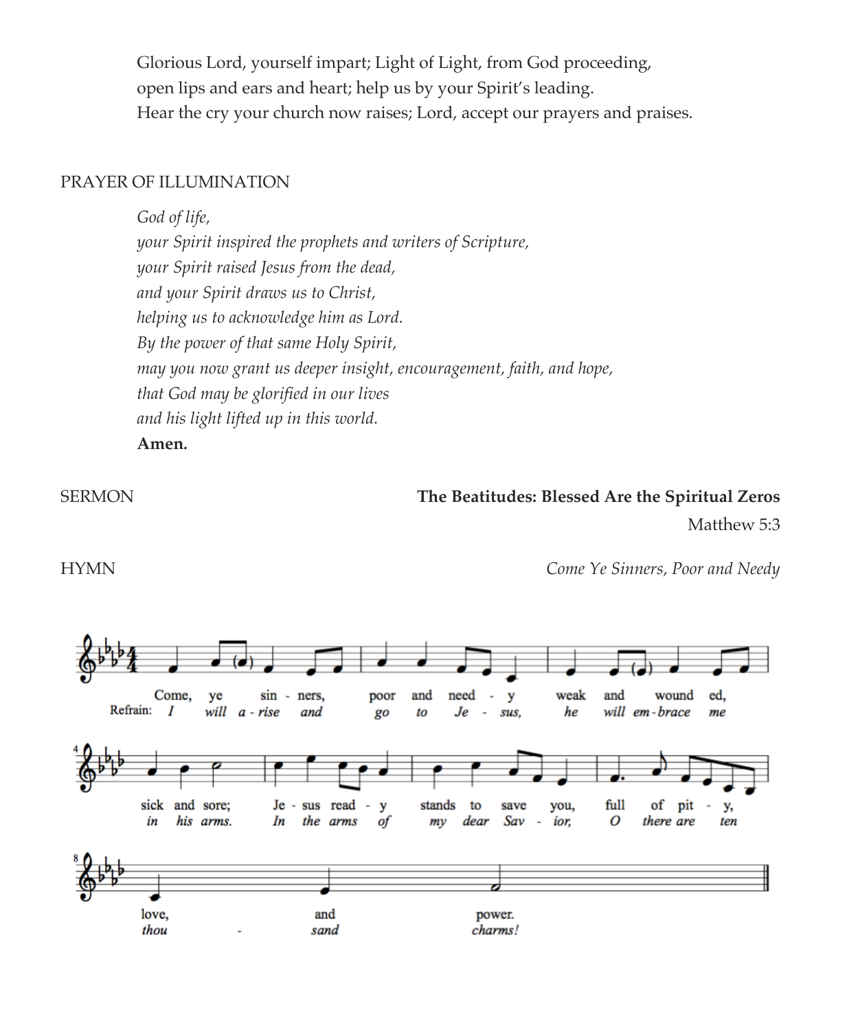Glorious Lord, yourself impart; Light of Light, from God proceeding,
open lips and ears and heart; help us by your Spirit's leading.
Hear the cry your church now raises; Lord, accept our prayers and praises.

PRAYER OF ILLUMINATION

*God of life,*
*your Spirit inspired the prophets and writers of Scripture,*
*your Spirit raised Jesus from the dead,*
*and your Spirit draws us to Christ,*
*helping us to acknowledge him as Lord.*
*By the power of that same Holy Spirit,*
*may you now grant us deeper insight, encouragement, faith, and hope,*
*that God may be glorified in our lives*
*and his light lifted up in this world.*
**Amen.**

SERMON **The Beatitudes: Blessed Are the Spiritual Zeros**
Matthew 5:3

HYMN *Come Ye Sinners, Poor and Needy*

Come, ye sin - ners, poor and need - y weak and wound ed, sick and sore; Je - sus read - y stands to save you, full of pit - y, love, and power.

Refrain: *I will a - rise and go to Je - sus, he will em - brace me in his arms. In the arms of my dear Sav - ior, O there are ten thou - sand charms!*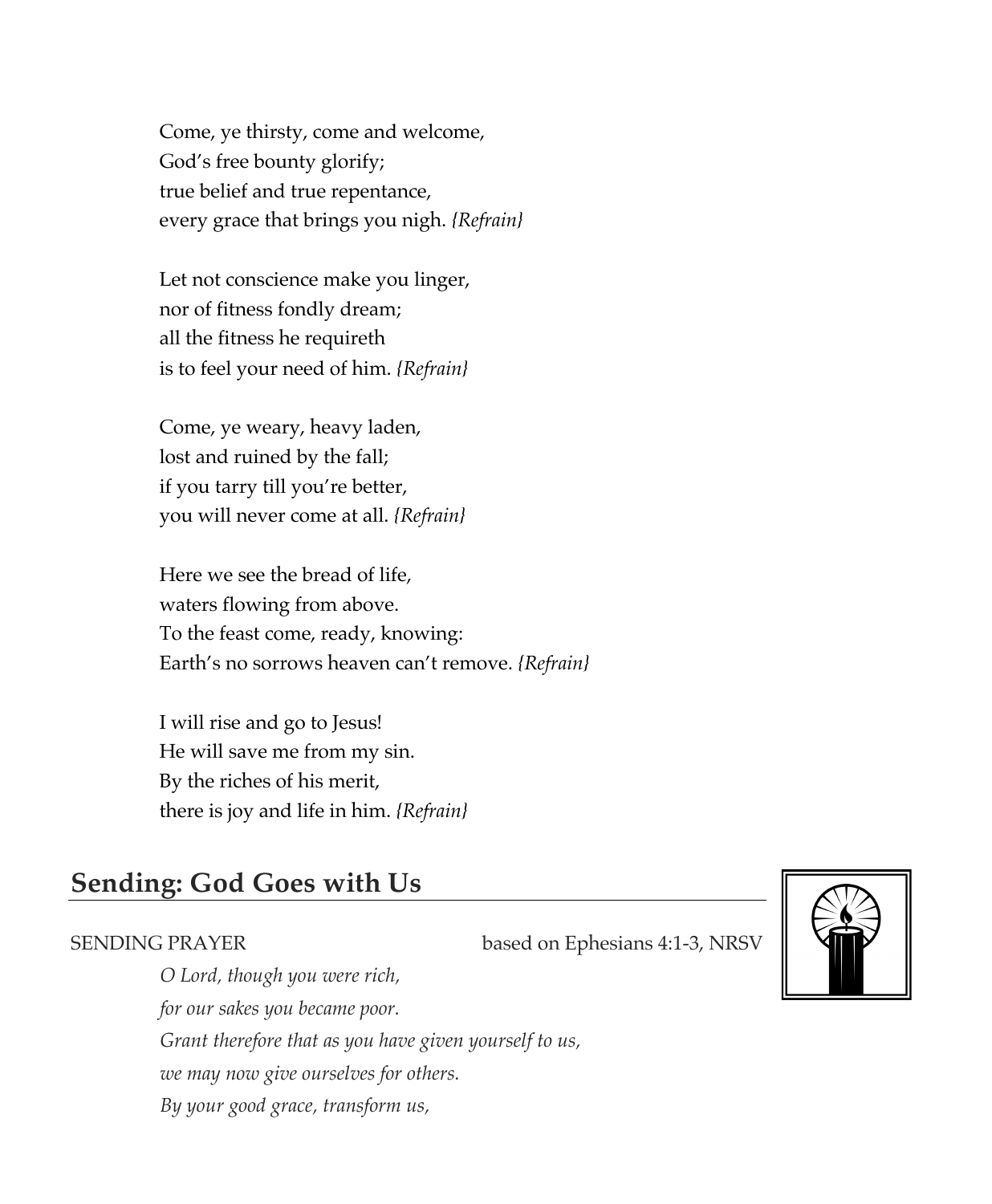Come, ye thirsty, come and welcome,
God's free bounty glorify;
true belief and true repentance,
every grace that brings you nigh. *{Refrain}*

Let not conscience make you linger,
nor of fitness fondly dream;
all the fitness he requireth
is to feel your need of him. *{Refrain}*

Come, ye weary, heavy laden,
lost and ruined by the fall;
if you tarry till you're better,
you will never come at all. *{Refrain}*

Here we see the bread of life,
waters flowing from above.
To the feast come, ready, knowing:
Earth's no sorrows heaven can't remove. *{Refrain}*

I will rise and go to Jesus!
He will save me from my sin.
By the riches of his merit,
there is joy and life in him. *{Refrain}*

## Sending: God Goes with Us

SENDING PRAYER based on Ephesians 4:1-3, NRSV

*O Lord, though you were rich,*
*for our sakes you became poor.*
*Grant therefore that as you have given yourself to us,*
*we may now give ourselves for others.*
*By your good grace, transform us,*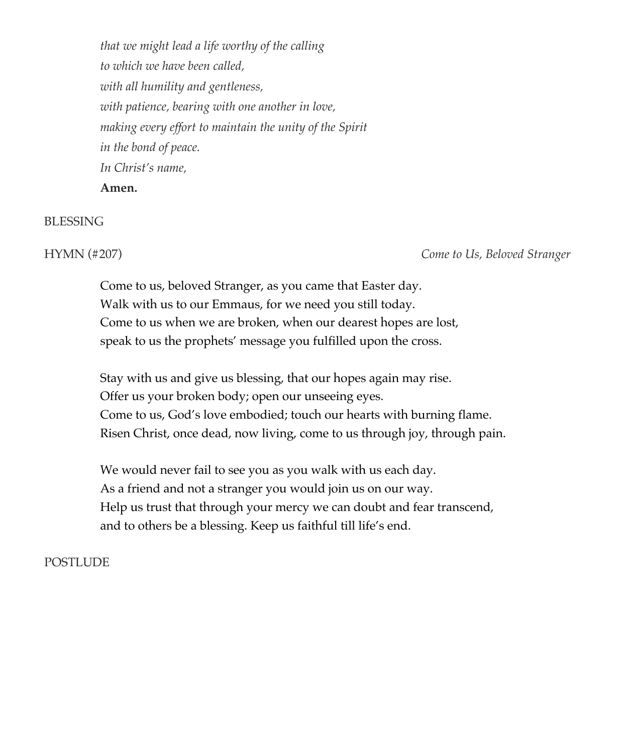*that we might lead a life worthy of the calling*
*to which we have been called,*
*with all humility and gentleness,*
*with patience, bearing with one another in love,*
*making every effort to maintain the unity of the Spirit*
*in the bond of peace.*
*In Christ's name,*
**Amen.**

BLESSING

HYMN (#207) *Come to Us, Beloved Stranger*

Come to us, beloved Stranger, as you came that Easter day.
Walk with us to our Emmaus, for we need you still today.
Come to us when we are broken, when our dearest hopes are lost,
speak to us the prophets' message you fulfilled upon the cross.

Stay with us and give us blessing, that our hopes again may rise.
Offer us your broken body; open our unseeing eyes.
Come to us, God's love embodied; touch our hearts with burning flame.
Risen Christ, once dead, now living, come to us through joy, through pain.

We would never fail to see you as you walk with us each day.
As a friend and not a stranger you would join us on our way.
Help us trust that through your mercy we can doubt and fear transcend,
and to others be a blessing. Keep us faithful till life's end.

POSTLUDE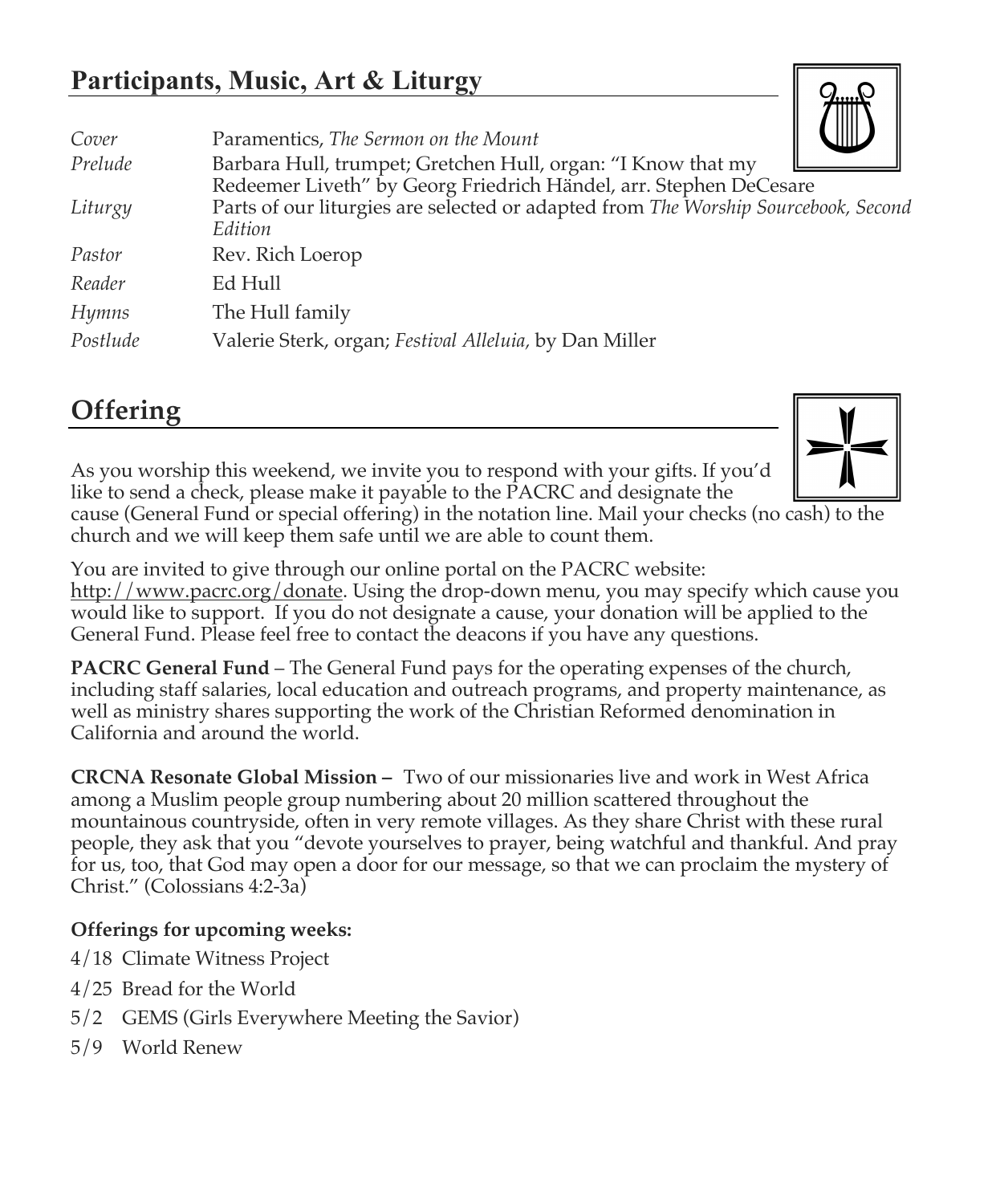## Participants, Music, Art & Liturgy

| | |
|---|---|
| *Cover* | Paramentics, *The Sermon on the Mount* |
| *Prelude* | Barbara Hull, trumpet; Gretchen Hull, organ: "I Know that my Redeemer Liveth" by Georg Friedrich Händel, arr. Stephen DeCesare |
| *Liturgy* | Parts of our liturgies are selected or adapted from *The Worship Sourcebook, Second Edition* |
| *Pastor* | Rev. Rich Loerop |
| *Reader* | Ed Hull |
| *Hymns* | The Hull family |
| *Postlude* | Valerie Sterk, organ; *Festival Alleluia,* by Dan Miller |

## Offering

As you worship this weekend, we invite you to respond with your gifts. If you'd like to send a check, please make it payable to the PACRC and designate the cause (General Fund or special offering) in the notation line. Mail your checks (no cash) to the church and we will keep them safe until we are able to count them.

You are invited to give through our online portal on the PACRC website: http://www.pacrc.org/donate. Using the drop-down menu, you may specify which cause you would like to support. If you do not designate a cause, your donation will be applied to the General Fund. Please feel free to contact the deacons if you have any questions.

**PACRC General Fund** – The General Fund pays for the operating expenses of the church, including staff salaries, local education and outreach programs, and property maintenance, as well as ministry shares supporting the work of the Christian Reformed denomination in California and around the world.

**CRCNA Resonate Global Mission –** Two of our missionaries live and work in West Africa among a Muslim people group numbering about 20 million scattered throughout the mountainous countryside, often in very remote villages. As they share Christ with these rural people, they ask that you "devote yourselves to prayer, being watchful and thankful. And pray for us, too, that God may open a door for our message, so that we can proclaim the mystery of Christ." (Colossians 4:2-3a)

**Offerings for upcoming weeks:**

4/18 Climate Witness Project

4/25 Bread for the World

5/2 GEMS (Girls Everywhere Meeting the Savior)

5/9 World Renew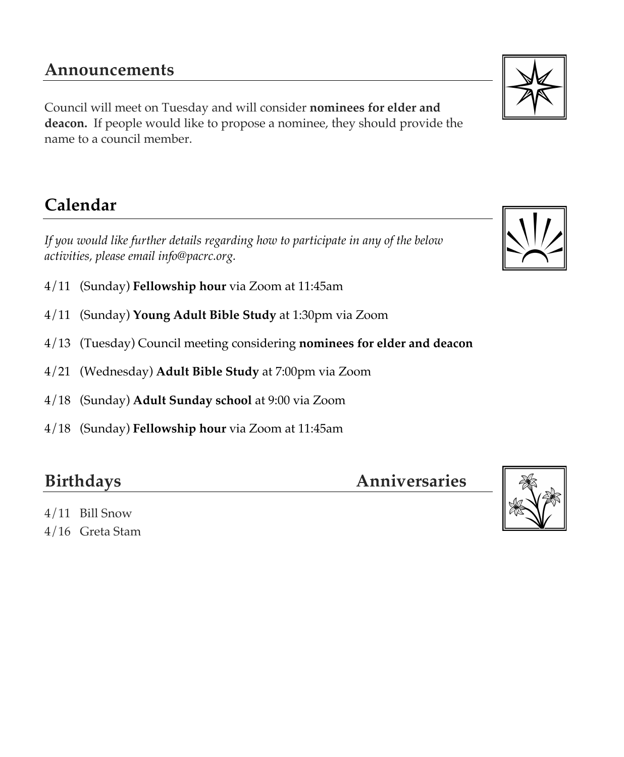## Announcements

Council will meet on Tuesday and will consider **nominees for elder and deacon.** If people would like to propose a nominee, they should provide the name to a council member.

## Calendar

*If you would like further details regarding how to participate in any of the below activities, please email info@pacrc.org.*

4/11 (Sunday) **Fellowship hour** via Zoom at 11:45am

4/11 (Sunday) **Young Adult Bible Study** at 1:30pm via Zoom

4/13 (Tuesday) Council meeting considering **nominees for elder and deacon**

4/21 (Wednesday) **Adult Bible Study** at 7:00pm via Zoom

4/18 (Sunday) **Adult Sunday school** at 9:00 via Zoom

4/18 (Sunday) **Fellowship hour** via Zoom at 11:45am

## Birthdays

4/11 Bill Snow
4/16 Greta Stam

## Anniversaries